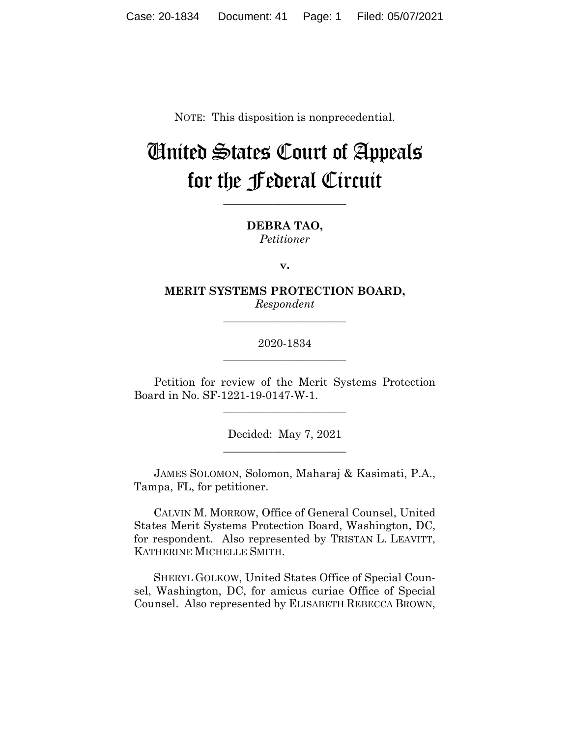NOTE: This disposition is nonprecedential.

# United States Court of Appeals for the Federal Circuit

______________________

**DEBRA TAO,**
*Petitioner*

**v.**

**MERIT SYSTEMS PROTECTION BOARD,**
*Respondent*

______________________

2020-1834

______________________

Petition for review of the Merit Systems Protection Board in No. SF-1221-19-0147-W-1.

______________________

Decided: May 7, 2021

______________________

JAMES SOLOMON, Solomon, Maharaj & Kasimati, P.A., Tampa, FL, for petitioner.

CALVIN M. MORROW, Office of General Counsel, United States Merit Systems Protection Board, Washington, DC, for respondent. Also represented by TRISTAN L. LEAVITT, KATHERINE MICHELLE SMITH.

SHERYL GOLKOW, United States Office of Special Counsel, Washington, DC, for amicus curiae Office of Special Counsel. Also represented by ELISABETH REBECCA BROWN,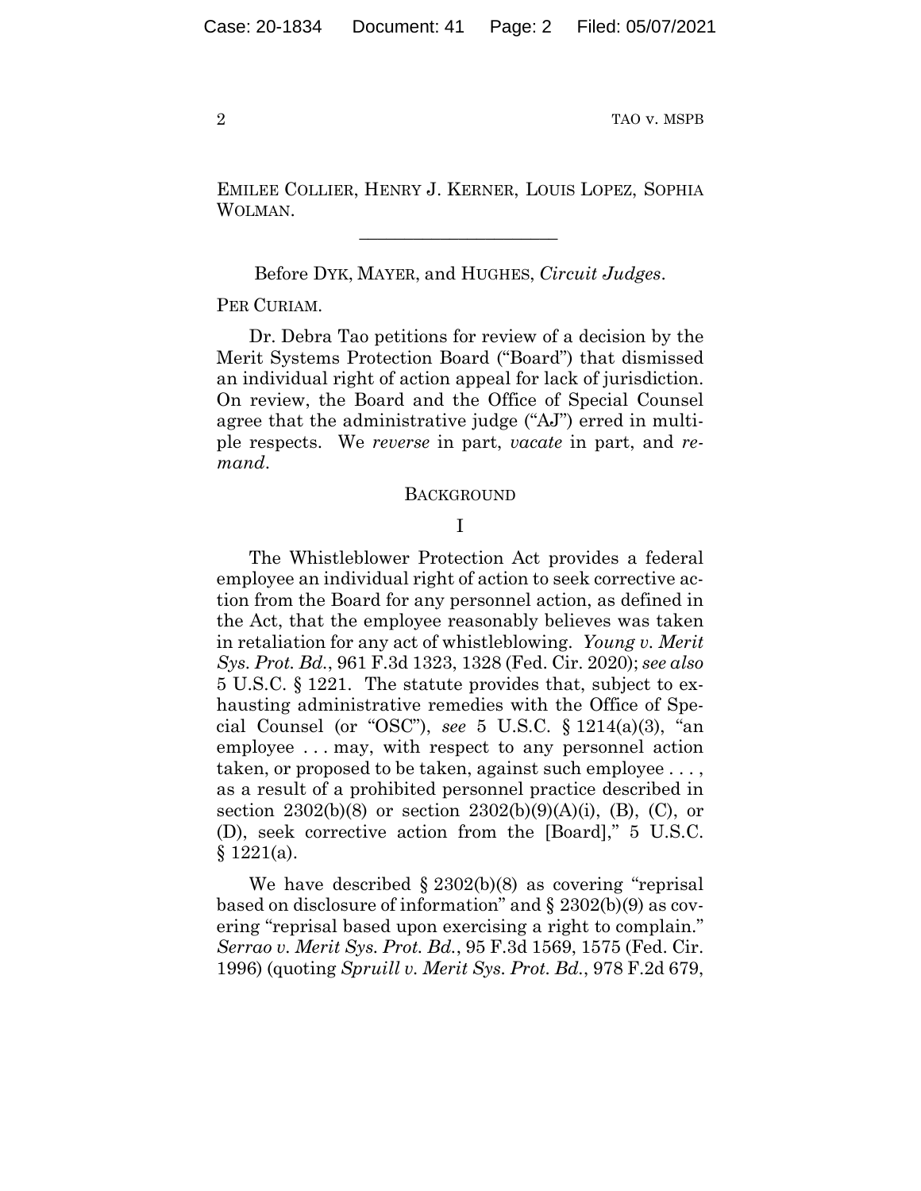EMILEE COLLIER, HENRY J. KERNER, LOUIS LOPEZ, SOPHIA WOLMAN.

______________________

Before DYK, MAYER, and HUGHES, *Circuit Judges*.

PER CURIAM.

Dr. Debra Tao petitions for review of a decision by the Merit Systems Protection Board ("Board") that dismissed an individual right of action appeal for lack of jurisdiction. On review, the Board and the Office of Special Counsel agree that the administrative judge ("AJ") erred in multiple respects. We *reverse* in part, *vacate* in part, and *remand*.

## BACKGROUND

### I

The Whistleblower Protection Act provides a federal employee an individual right of action to seek corrective action from the Board for any personnel action, as defined in the Act, that the employee reasonably believes was taken in retaliation for any act of whistleblowing. *Young v. Merit Sys. Prot. Bd.*, 961 F.3d 1323, 1328 (Fed. Cir. 2020); *see also* 5 U.S.C. § 1221. The statute provides that, subject to exhausting administrative remedies with the Office of Special Counsel (or "OSC"), *see* 5 U.S.C. § 1214(a)(3), "an employee . . . may, with respect to any personnel action taken, or proposed to be taken, against such employee . . . , as a result of a prohibited personnel practice described in section 2302(b)(8) or section 2302(b)(9)(A)(i), (B), (C), or (D), seek corrective action from the [Board]," 5 U.S.C. § 1221(a).

We have described § 2302(b)(8) as covering "reprisal based on disclosure of information" and § 2302(b)(9) as covering "reprisal based upon exercising a right to complain." *Serrao v. Merit Sys. Prot. Bd.*, 95 F.3d 1569, 1575 (Fed. Cir. 1996) (quoting *Spruill v. Merit Sys. Prot. Bd.*, 978 F.2d 679,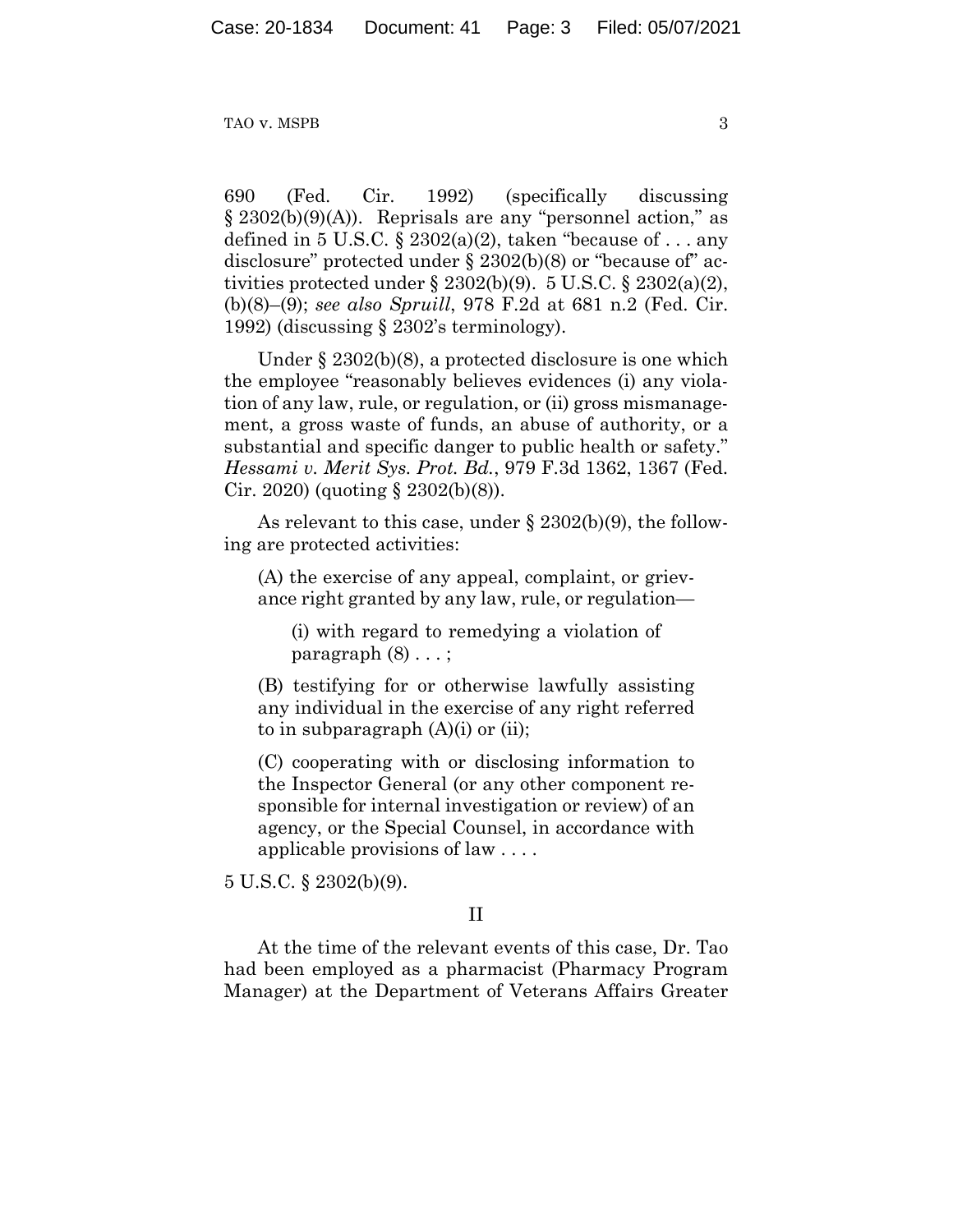690 (Fed. Cir. 1992) (specifically discussing § 2302(b)(9)(A)). Reprisals are any "personnel action," as defined in 5 U.S.C. § 2302(a)(2), taken "because of . . . any disclosure" protected under § 2302(b)(8) or "because of" activities protected under § 2302(b)(9). 5 U.S.C. § 2302(a)(2), (b)(8)–(9); *see also Spruill*, 978 F.2d at 681 n.2 (Fed. Cir. 1992) (discussing § 2302's terminology).

Under § 2302(b)(8), a protected disclosure is one which the employee "reasonably believes evidences (i) any violation of any law, rule, or regulation, or (ii) gross mismanagement, a gross waste of funds, an abuse of authority, or a substantial and specific danger to public health or safety." *Hessami v. Merit Sys. Prot. Bd.*, 979 F.3d 1362, 1367 (Fed. Cir. 2020) (quoting § 2302(b)(8)).

As relevant to this case, under § 2302(b)(9), the following are protected activities:

> (A) the exercise of any appeal, complaint, or grievance right granted by any law, rule, or regulation—
>
> > (i) with regard to remedying a violation of paragraph (8) . . . ;
>
> (B) testifying for or otherwise lawfully assisting any individual in the exercise of any right referred to in subparagraph (A)(i) or (ii);
>
> (C) cooperating with or disclosing information to the Inspector General (or any other component responsible for internal investigation or review) of an agency, or the Special Counsel, in accordance with applicable provisions of law . . . .

5 U.S.C. § 2302(b)(9).

## II

At the time of the relevant events of this case, Dr. Tao had been employed as a pharmacist (Pharmacy Program Manager) at the Department of Veterans Affairs Greater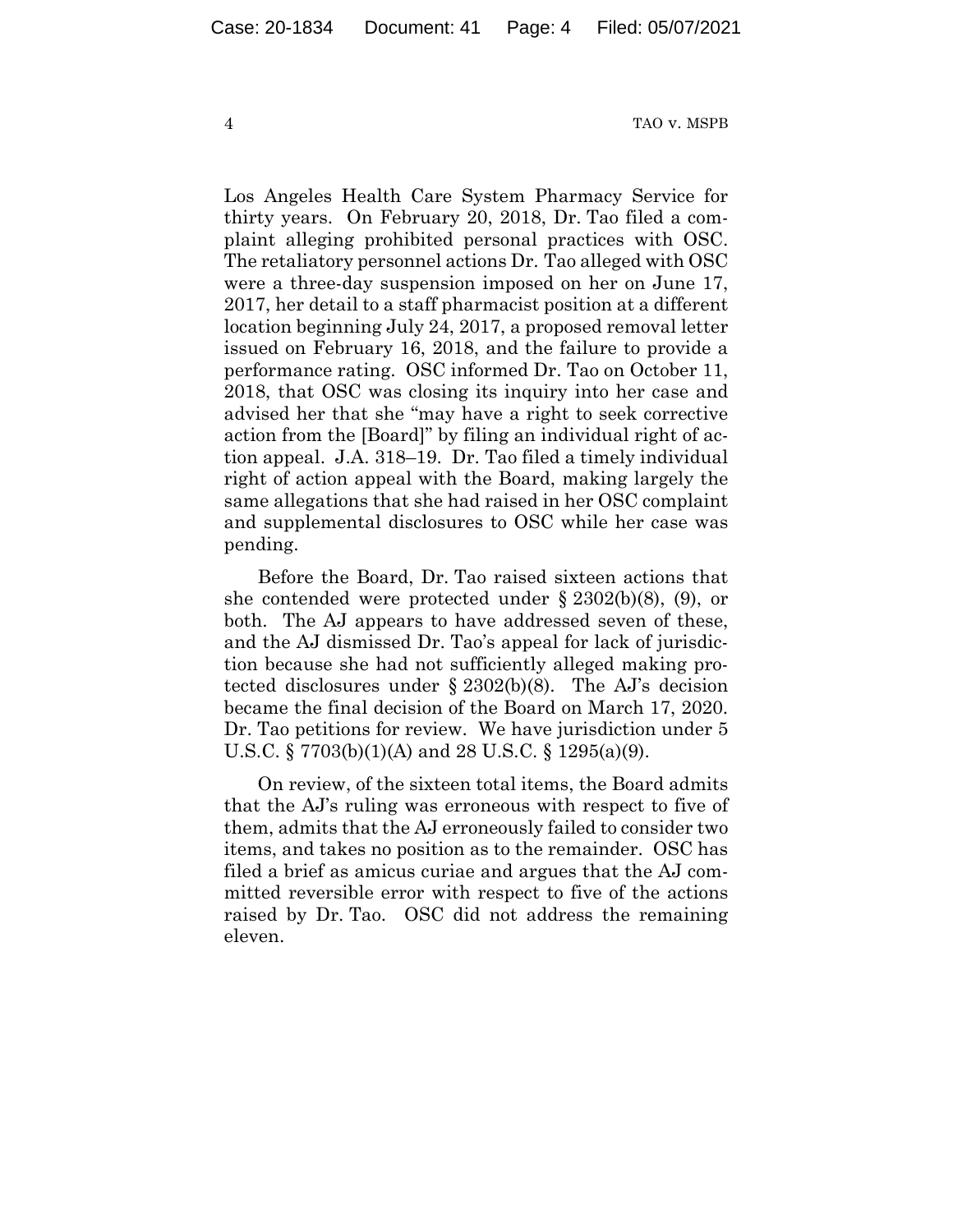Los Angeles Health Care System Pharmacy Service for thirty years. On February 20, 2018, Dr. Tao filed a complaint alleging prohibited personal practices with OSC. The retaliatory personnel actions Dr. Tao alleged with OSC were a three-day suspension imposed on her on June 17, 2017, her detail to a staff pharmacist position at a different location beginning July 24, 2017, a proposed removal letter issued on February 16, 2018, and the failure to provide a performance rating. OSC informed Dr. Tao on October 11, 2018, that OSC was closing its inquiry into her case and advised her that she "may have a right to seek corrective action from the [Board]" by filing an individual right of action appeal. J.A. 318–19. Dr. Tao filed a timely individual right of action appeal with the Board, making largely the same allegations that she had raised in her OSC complaint and supplemental disclosures to OSC while her case was pending.

Before the Board, Dr. Tao raised sixteen actions that she contended were protected under § 2302(b)(8), (9), or both. The AJ appears to have addressed seven of these, and the AJ dismissed Dr. Tao's appeal for lack of jurisdiction because she had not sufficiently alleged making protected disclosures under § 2302(b)(8). The AJ's decision became the final decision of the Board on March 17, 2020. Dr. Tao petitions for review. We have jurisdiction under 5 U.S.C. § 7703(b)(1)(A) and 28 U.S.C. § 1295(a)(9).

On review, of the sixteen total items, the Board admits that the AJ's ruling was erroneous with respect to five of them, admits that the AJ erroneously failed to consider two items, and takes no position as to the remainder. OSC has filed a brief as amicus curiae and argues that the AJ committed reversible error with respect to five of the actions raised by Dr. Tao. OSC did not address the remaining eleven.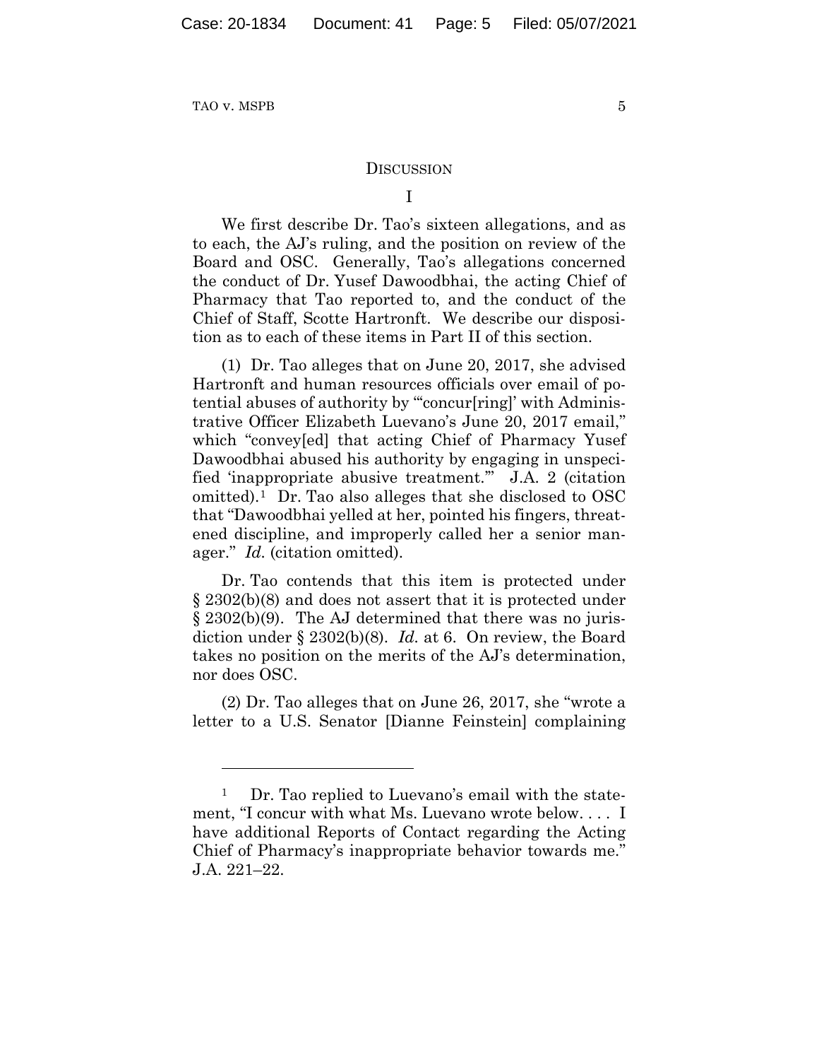## DISCUSSION

### I

We first describe Dr. Tao's sixteen allegations, and as to each, the AJ's ruling, and the position on review of the Board and OSC. Generally, Tao's allegations concerned the conduct of Dr. Yusef Dawoodbhai, the acting Chief of Pharmacy that Tao reported to, and the conduct of the Chief of Staff, Scotte Hartronft. We describe our disposition as to each of these items in Part II of this section.

(1) Dr. Tao alleges that on June 20, 2017, she advised Hartronft and human resources officials over email of potential abuses of authority by "'concur[ring]' with Administrative Officer Elizabeth Luevano's June 20, 2017 email," which "convey[ed] that acting Chief of Pharmacy Yusef Dawoodbhai abused his authority by engaging in unspecified 'inappropriate abusive treatment.'" J.A. 2 (citation omitted).[1] Dr. Tao also alleges that she disclosed to OSC that "Dawoodbhai yelled at her, pointed his fingers, threatened discipline, and improperly called her a senior manager." *Id.* (citation omitted).

Dr. Tao contends that this item is protected under § 2302(b)(8) and does not assert that it is protected under § 2302(b)(9). The AJ determined that there was no jurisdiction under § 2302(b)(8). *Id.* at 6. On review, the Board takes no position on the merits of the AJ's determination, nor does OSC.

(2) Dr. Tao alleges that on June 26, 2017, she "wrote a letter to a U.S. Senator [Dianne Feinstein] complaining

---

[1] Dr. Tao replied to Luevano's email with the statement, "I concur with what Ms. Luevano wrote below. . . . I have additional Reports of Contact regarding the Acting Chief of Pharmacy's inappropriate behavior towards me." J.A. 221–22.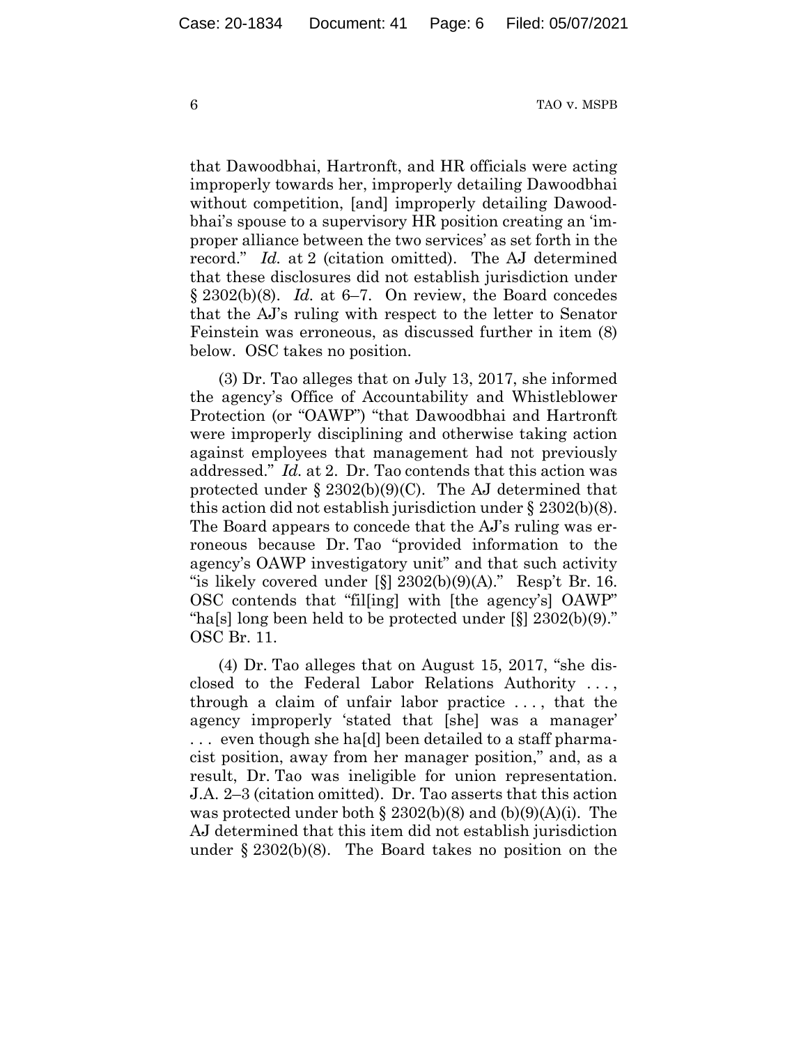that Dawoodbhai, Hartronft, and HR officials were acting improperly towards her, improperly detailing Dawoodbhai without competition, [and] improperly detailing Dawoodbhai's spouse to a supervisory HR position creating an 'improper alliance between the two services' as set forth in the record." *Id.* at 2 (citation omitted). The AJ determined that these disclosures did not establish jurisdiction under § 2302(b)(8). *Id.* at 6–7. On review, the Board concedes that the AJ's ruling with respect to the letter to Senator Feinstein was erroneous, as discussed further in item (8) below. OSC takes no position.

(3) Dr. Tao alleges that on July 13, 2017, she informed the agency's Office of Accountability and Whistleblower Protection (or "OAWP") "that Dawoodbhai and Hartronft were improperly disciplining and otherwise taking action against employees that management had not previously addressed." *Id.* at 2. Dr. Tao contends that this action was protected under § 2302(b)(9)(C). The AJ determined that this action did not establish jurisdiction under § 2302(b)(8). The Board appears to concede that the AJ's ruling was erroneous because Dr. Tao "provided information to the agency's OAWP investigatory unit" and that such activity "is likely covered under [§] 2302(b)(9)(A)." Resp't Br. 16. OSC contends that "fil[ing] with [the agency's] OAWP" "ha[s] long been held to be protected under [§] 2302(b)(9)." OSC Br. 11.

(4) Dr. Tao alleges that on August 15, 2017, "she disclosed to the Federal Labor Relations Authority . . . , through a claim of unfair labor practice . . . , that the agency improperly 'stated that [she] was a manager' . . . even though she ha[d] been detailed to a staff pharmacist position, away from her manager position," and, as a result, Dr. Tao was ineligible for union representation. J.A. 2–3 (citation omitted). Dr. Tao asserts that this action was protected under both § 2302(b)(8) and (b)(9)(A)(i). The AJ determined that this item did not establish jurisdiction under § 2302(b)(8). The Board takes no position on the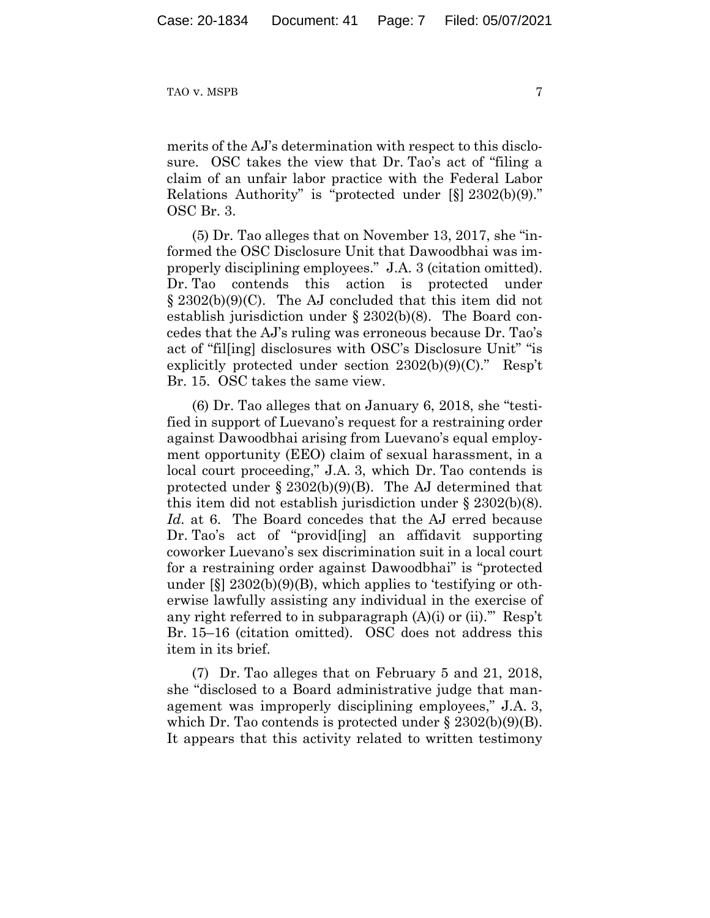merits of the AJ's determination with respect to this disclosure. OSC takes the view that Dr. Tao's act of "filing a claim of an unfair labor practice with the Federal Labor Relations Authority" is "protected under [§] 2302(b)(9)." OSC Br. 3.

(5) Dr. Tao alleges that on November 13, 2017, she "informed the OSC Disclosure Unit that Dawoodbhai was improperly disciplining employees." J.A. 3 (citation omitted). Dr. Tao contends this action is protected under § 2302(b)(9)(C). The AJ concluded that this item did not establish jurisdiction under § 2302(b)(8). The Board concedes that the AJ's ruling was erroneous because Dr. Tao's act of "fil[ing] disclosures with OSC's Disclosure Unit" "is explicitly protected under section 2302(b)(9)(C)." Resp't Br. 15. OSC takes the same view.

(6) Dr. Tao alleges that on January 6, 2018, she "testified in support of Luevano's request for a restraining order against Dawoodbhai arising from Luevano's equal employment opportunity (EEO) claim of sexual harassment, in a local court proceeding," J.A. 3, which Dr. Tao contends is protected under § 2302(b)(9)(B). The AJ determined that this item did not establish jurisdiction under § 2302(b)(8). *Id.* at 6. The Board concedes that the AJ erred because Dr. Tao's act of "provid[ing] an affidavit supporting coworker Luevano's sex discrimination suit in a local court for a restraining order against Dawoodbhai" is "protected under [§] 2302(b)(9)(B), which applies to 'testifying or otherwise lawfully assisting any individual in the exercise of any right referred to in subparagraph (A)(i) or (ii).'" Resp't Br. 15–16 (citation omitted). OSC does not address this item in its brief.

(7) Dr. Tao alleges that on February 5 and 21, 2018, she "disclosed to a Board administrative judge that management was improperly disciplining employees," J.A. 3, which Dr. Tao contends is protected under § 2302(b)(9)(B). It appears that this activity related to written testimony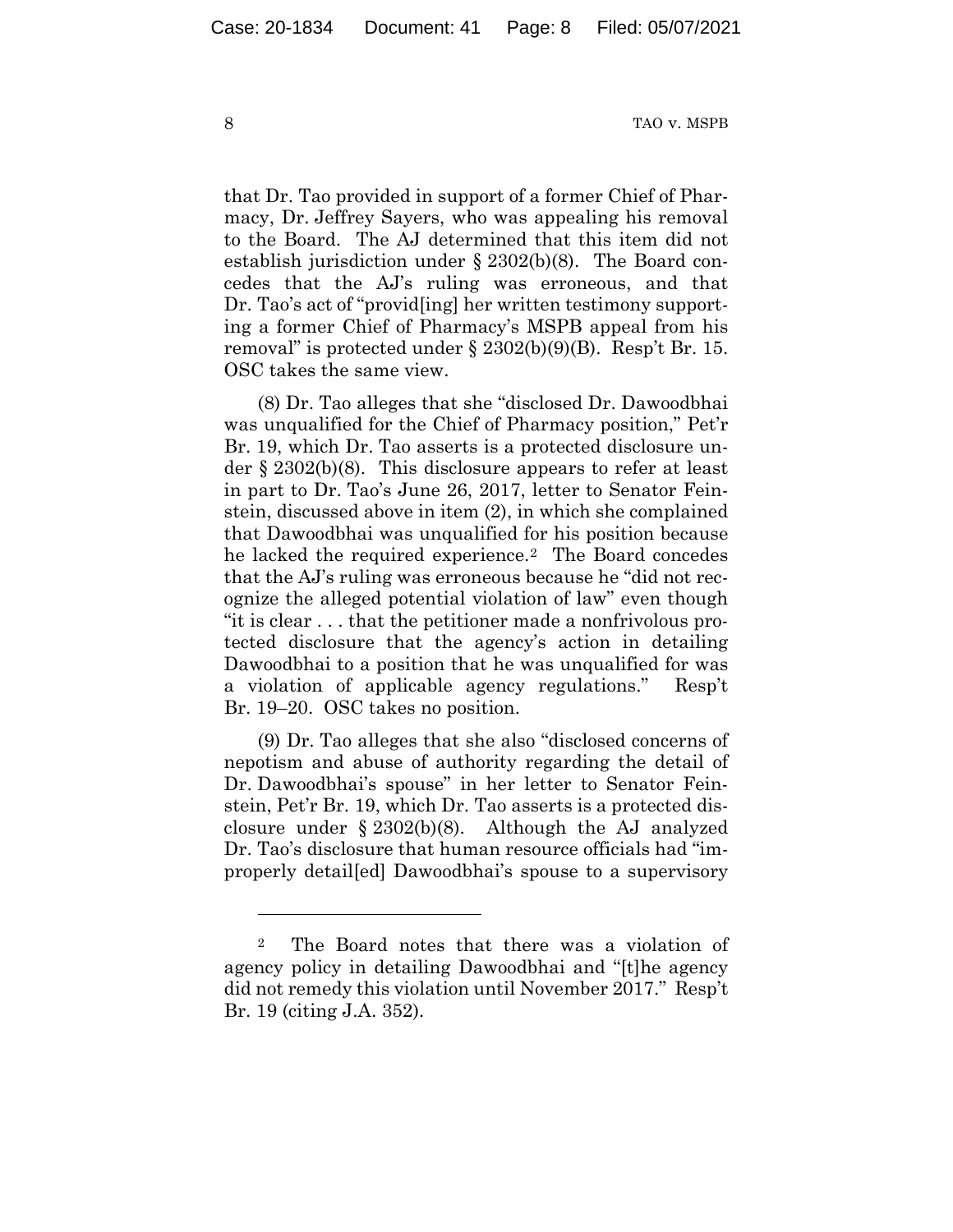that Dr. Tao provided in support of a former Chief of Pharmacy, Dr. Jeffrey Sayers, who was appealing his removal to the Board. The AJ determined that this item did not establish jurisdiction under § 2302(b)(8). The Board concedes that the AJ's ruling was erroneous, and that Dr. Tao's act of "provid[ing] her written testimony supporting a former Chief of Pharmacy's MSPB appeal from his removal" is protected under § 2302(b)(9)(B). Resp't Br. 15. OSC takes the same view.

(8) Dr. Tao alleges that she "disclosed Dr. Dawoodbhai was unqualified for the Chief of Pharmacy position," Pet'r Br. 19, which Dr. Tao asserts is a protected disclosure under § 2302(b)(8). This disclosure appears to refer at least in part to Dr. Tao's June 26, 2017, letter to Senator Feinstein, discussed above in item (2), in which she complained that Dawoodbhai was unqualified for his position because he lacked the required experience.[2] The Board concedes that the AJ's ruling was erroneous because he "did not recognize the alleged potential violation of law" even though "it is clear . . . that the petitioner made a nonfrivolous protected disclosure that the agency's action in detailing Dawoodbhai to a position that he was unqualified for was a violation of applicable agency regulations." Resp't Br. 19–20. OSC takes no position.

(9) Dr. Tao alleges that she also "disclosed concerns of nepotism and abuse of authority regarding the detail of Dr. Dawoodbhai's spouse" in her letter to Senator Feinstein, Pet'r Br. 19, which Dr. Tao asserts is a protected disclosure under § 2302(b)(8). Although the AJ analyzed Dr. Tao's disclosure that human resource officials had "improperly detail[ed] Dawoodbhai's spouse to a supervisory

---

[2] The Board notes that there was a violation of agency policy in detailing Dawoodbhai and "[t]he agency did not remedy this violation until November 2017." Resp't Br. 19 (citing J.A. 352).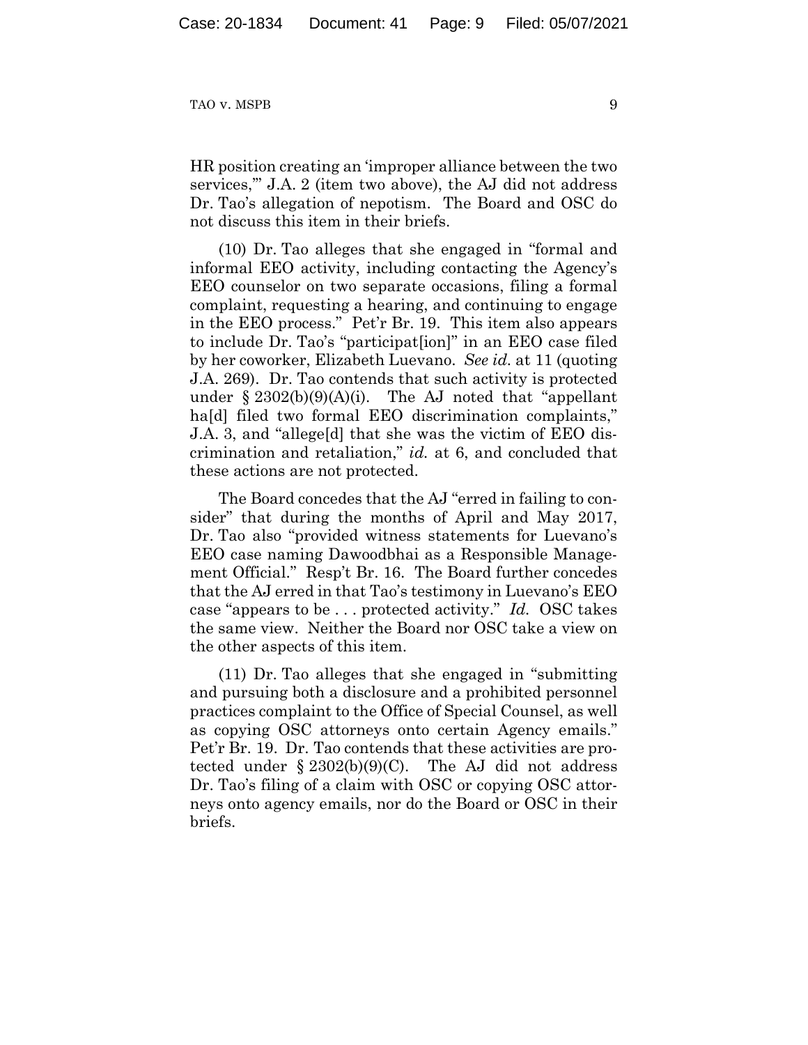HR position creating an 'improper alliance between the two services,'" J.A. 2 (item two above), the AJ did not address Dr. Tao's allegation of nepotism. The Board and OSC do not discuss this item in their briefs.

(10) Dr. Tao alleges that she engaged in "formal and informal EEO activity, including contacting the Agency's EEO counselor on two separate occasions, filing a formal complaint, requesting a hearing, and continuing to engage in the EEO process." Pet'r Br. 19. This item also appears to include Dr. Tao's "participat[ion]" in an EEO case filed by her coworker, Elizabeth Luevano. *See id.* at 11 (quoting J.A. 269). Dr. Tao contends that such activity is protected under § 2302(b)(9)(A)(i). The AJ noted that "appellant ha[d] filed two formal EEO discrimination complaints," J.A. 3, and "allege[d] that she was the victim of EEO discrimination and retaliation," *id.* at 6, and concluded that these actions are not protected.

The Board concedes that the AJ "erred in failing to consider" that during the months of April and May 2017, Dr. Tao also "provided witness statements for Luevano's EEO case naming Dawoodbhai as a Responsible Management Official." Resp't Br. 16. The Board further concedes that the AJ erred in that Tao's testimony in Luevano's EEO case "appears to be . . . protected activity." *Id.* OSC takes the same view. Neither the Board nor OSC take a view on the other aspects of this item.

(11) Dr. Tao alleges that she engaged in "submitting and pursuing both a disclosure and a prohibited personnel practices complaint to the Office of Special Counsel, as well as copying OSC attorneys onto certain Agency emails." Pet'r Br. 19. Dr. Tao contends that these activities are protected under § 2302(b)(9)(C). The AJ did not address Dr. Tao's filing of a claim with OSC or copying OSC attorneys onto agency emails, nor do the Board or OSC in their briefs.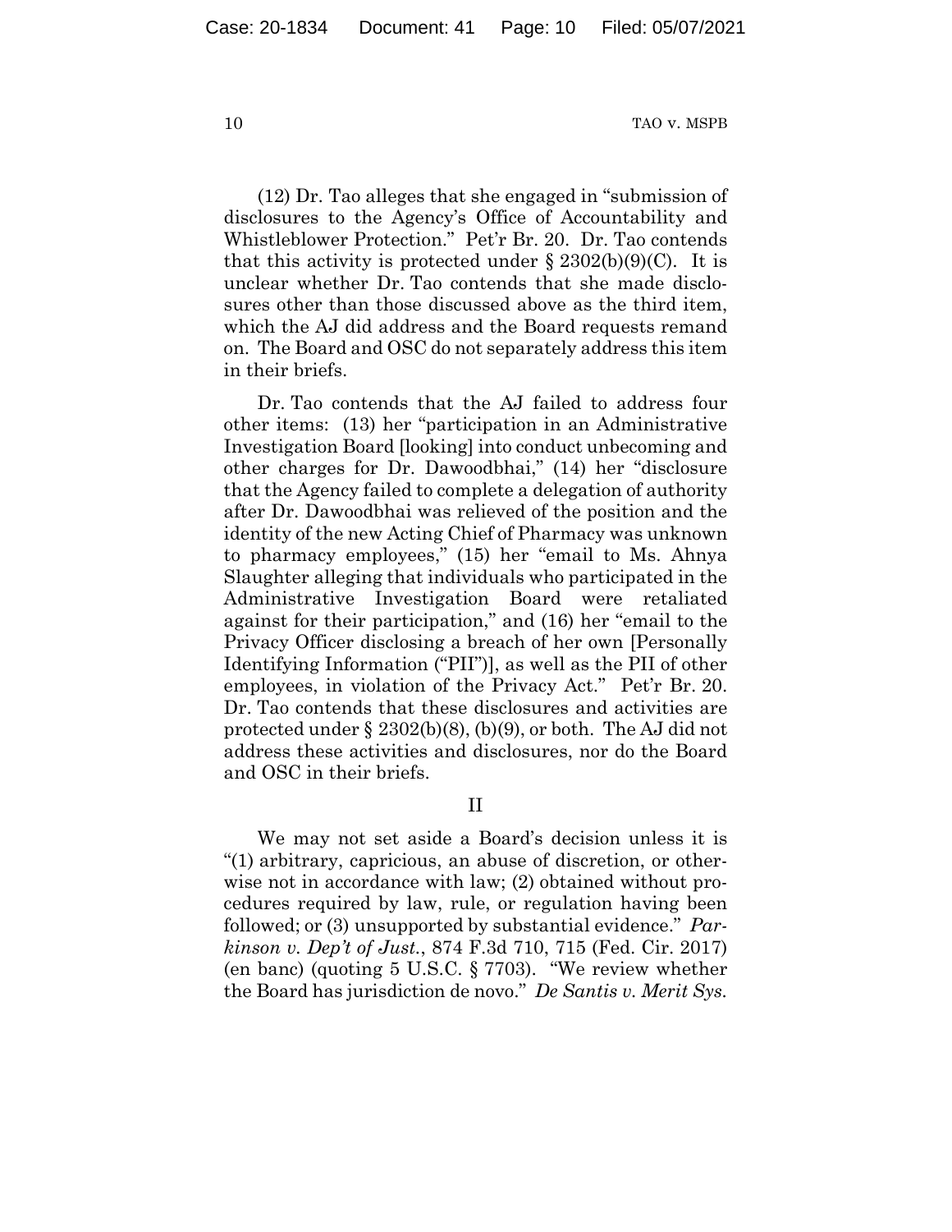(12) Dr. Tao alleges that she engaged in "submission of disclosures to the Agency's Office of Accountability and Whistleblower Protection." Pet'r Br. 20. Dr. Tao contends that this activity is protected under § 2302(b)(9)(C). It is unclear whether Dr. Tao contends that she made disclosures other than those discussed above as the third item, which the AJ did address and the Board requests remand on. The Board and OSC do not separately address this item in their briefs.

Dr. Tao contends that the AJ failed to address four other items: (13) her "participation in an Administrative Investigation Board [looking] into conduct unbecoming and other charges for Dr. Dawoodbhai," (14) her "disclosure that the Agency failed to complete a delegation of authority after Dr. Dawoodbhai was relieved of the position and the identity of the new Acting Chief of Pharmacy was unknown to pharmacy employees," (15) her "email to Ms. Ahnya Slaughter alleging that individuals who participated in the Administrative Investigation Board were retaliated against for their participation," and (16) her "email to the Privacy Officer disclosing a breach of her own [Personally Identifying Information ("PII")], as well as the PII of other employees, in violation of the Privacy Act." Pet'r Br. 20. Dr. Tao contends that these disclosures and activities are protected under § 2302(b)(8), (b)(9), or both. The AJ did not address these activities and disclosures, nor do the Board and OSC in their briefs.

## II

We may not set aside a Board's decision unless it is "(1) arbitrary, capricious, an abuse of discretion, or otherwise not in accordance with law; (2) obtained without procedures required by law, rule, or regulation having been followed; or (3) unsupported by substantial evidence." *Parkinson v. Dep't of Just.*, 874 F.3d 710, 715 (Fed. Cir. 2017) (en banc) (quoting 5 U.S.C. § 7703). "We review whether the Board has jurisdiction de novo." *De Santis v. Merit Sys.*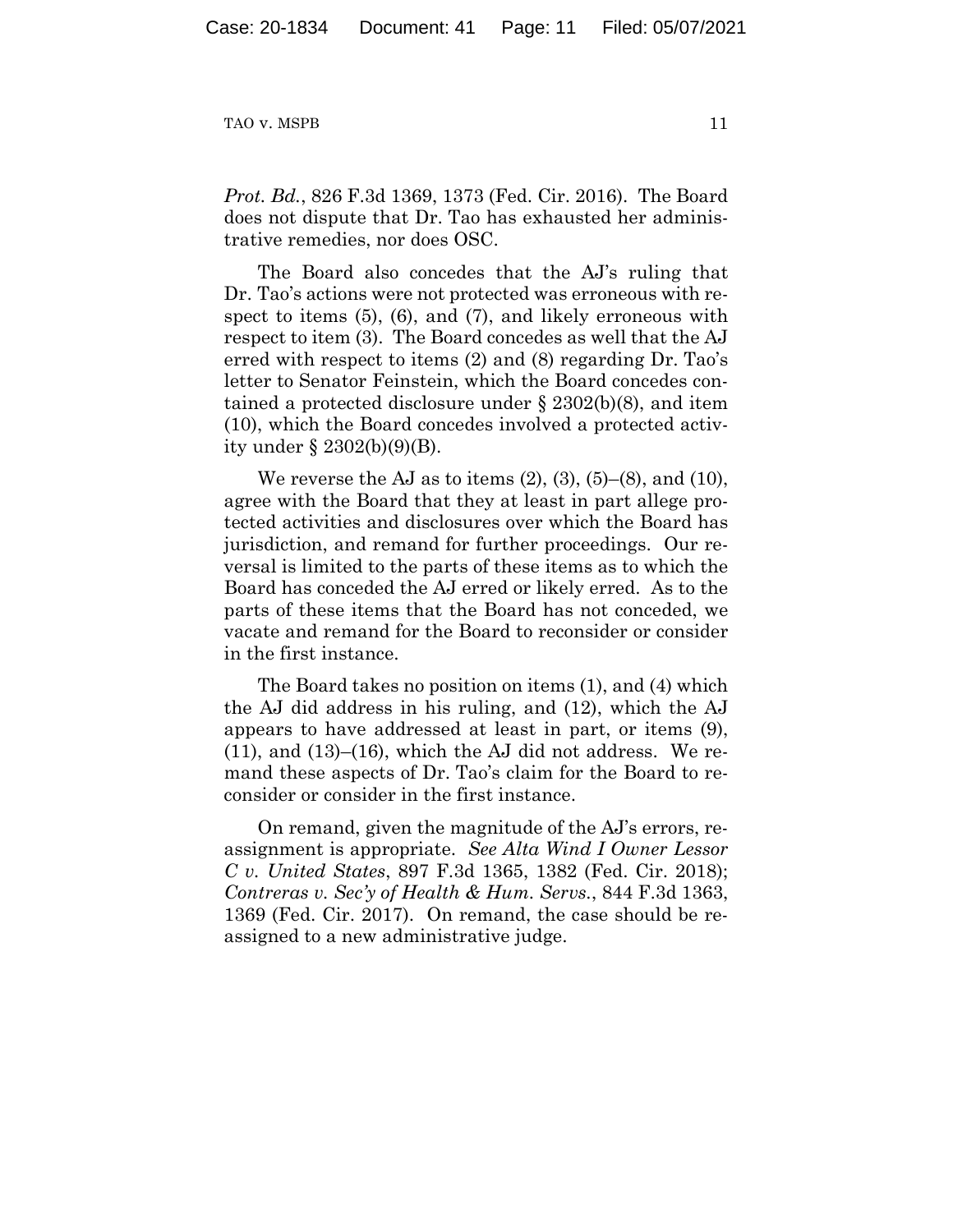*Prot. Bd.*, 826 F.3d 1369, 1373 (Fed. Cir. 2016). The Board does not dispute that Dr. Tao has exhausted her administrative remedies, nor does OSC.

The Board also concedes that the AJ's ruling that Dr. Tao's actions were not protected was erroneous with respect to items (5), (6), and (7), and likely erroneous with respect to item (3). The Board concedes as well that the AJ erred with respect to items (2) and (8) regarding Dr. Tao's letter to Senator Feinstein, which the Board concedes contained a protected disclosure under § 2302(b)(8), and item (10), which the Board concedes involved a protected activity under § 2302(b)(9)(B).

We reverse the AJ as to items (2), (3), (5)–(8), and (10), agree with the Board that they at least in part allege protected activities and disclosures over which the Board has jurisdiction, and remand for further proceedings. Our reversal is limited to the parts of these items as to which the Board has conceded the AJ erred or likely erred. As to the parts of these items that the Board has not conceded, we vacate and remand for the Board to reconsider or consider in the first instance.

The Board takes no position on items (1), and (4) which the AJ did address in his ruling, and (12), which the AJ appears to have addressed at least in part, or items (9), (11), and (13)–(16), which the AJ did not address. We remand these aspects of Dr. Tao's claim for the Board to reconsider or consider in the first instance.

On remand, given the magnitude of the AJ's errors, reassignment is appropriate. *See Alta Wind I Owner Lessor C v. United States*, 897 F.3d 1365, 1382 (Fed. Cir. 2018); *Contreras v. Sec'y of Health & Hum. Servs.*, 844 F.3d 1363, 1369 (Fed. Cir. 2017). On remand, the case should be reassigned to a new administrative judge.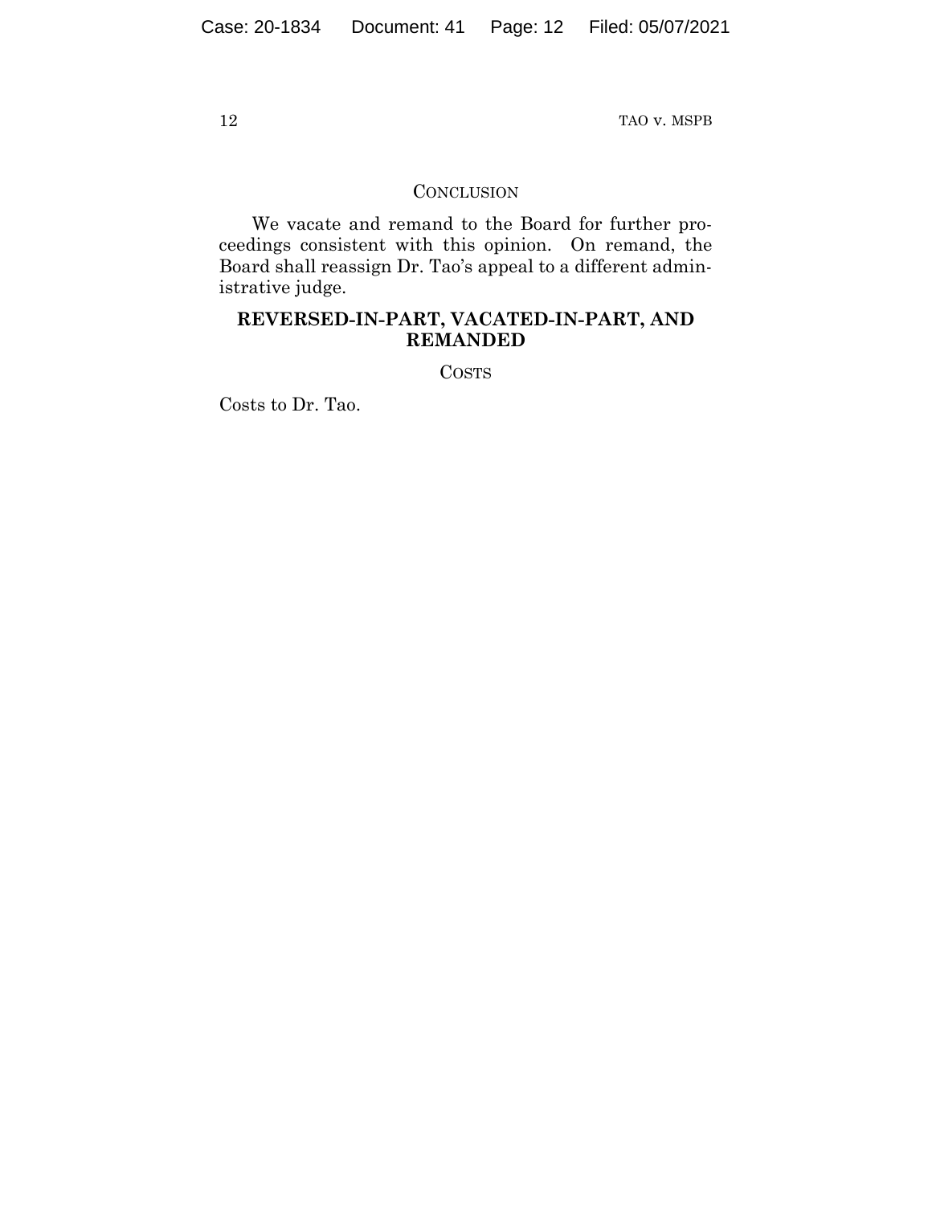## CONCLUSION

We vacate and remand to the Board for further proceedings consistent with this opinion. On remand, the Board shall reassign Dr. Tao's appeal to a different administrative judge.

**REVERSED-IN-PART, VACATED-IN-PART, AND REMANDED**

## COSTS

Costs to Dr. Tao.